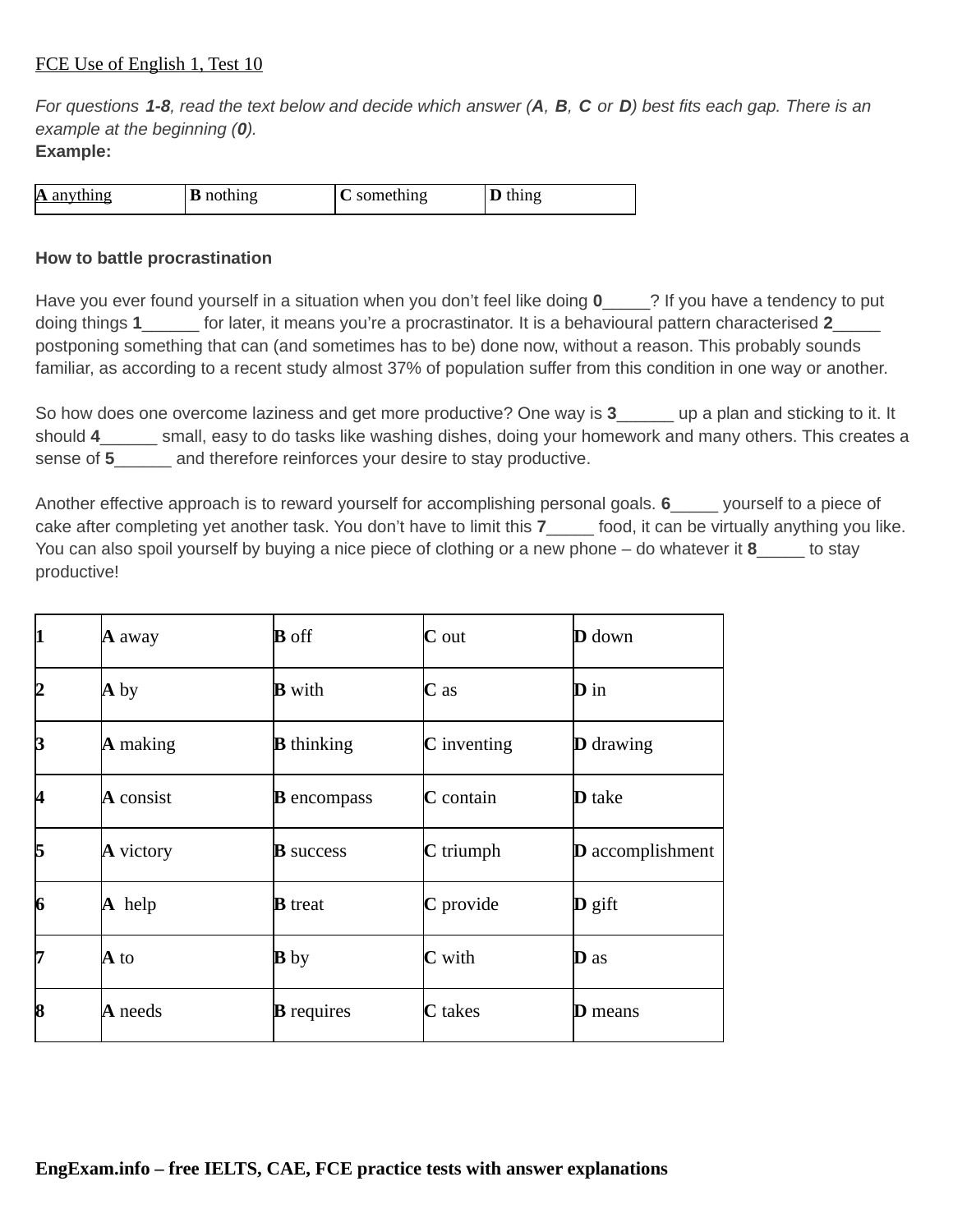FCE Use of English 1, Test 10

*For questions **1-8**, read the text below and decide which answer (**A**, **B**, **C** or **D**) best fits each gap. There is an example at the beginning (**0**).*

**Example:**

| A anything | B nothing | C something | D thing |
|---|---|---|---|

**How to battle procrastination**

Have you ever found yourself in a situation when you don't feel like doing **0**_____? If you have a tendency to put doing things **1**______ for later, it means you're a procrastinator. It is a behavioural pattern characterised **2**_____ postponing something that can (and sometimes has to be) done now, without a reason. This probably sounds familiar, as according to a recent study almost 37% of population suffer from this condition in one way or another.

So how does one overcome laziness and get more productive? One way is **3**______ up a plan and sticking to it. It should **4**______ small, easy to do tasks like washing dishes, doing your homework and many others. This creates a sense of **5**______ and therefore reinforces your desire to stay productive.

Another effective approach is to reward yourself for accomplishing personal goals. **6**_____ yourself to a piece of cake after completing yet another task. You don't have to limit this **7**_____ food, it can be virtually anything you like. You can also spoil yourself by buying a nice piece of clothing or a new phone – do whatever it **8**_____ to stay productive!

| | | | | |
|---|---|---|---|---|
| **1** | **A** away | **B** off | **C** out | **D** down |
| **2** | **A** by | **B** with | **C** as | **D** in |
| **3** | **A** making | **B** thinking | **C** inventing | **D** drawing |
| **4** | **A** consist | **B** encompass | **C** contain | **D** take |
| **5** | **A** victory | **B** success | **C** triumph | **D** accomplishment |
| **6** | **A** help | **B** treat | **C** provide | **D** gift |
| **7** | **A** to | **B** by | **C** with | **D** as |
| **8** | **A** needs | **B** requires | **C** takes | **D** means |

**EngExam.info – free IELTS, CAE, FCE practice tests with answer explanations**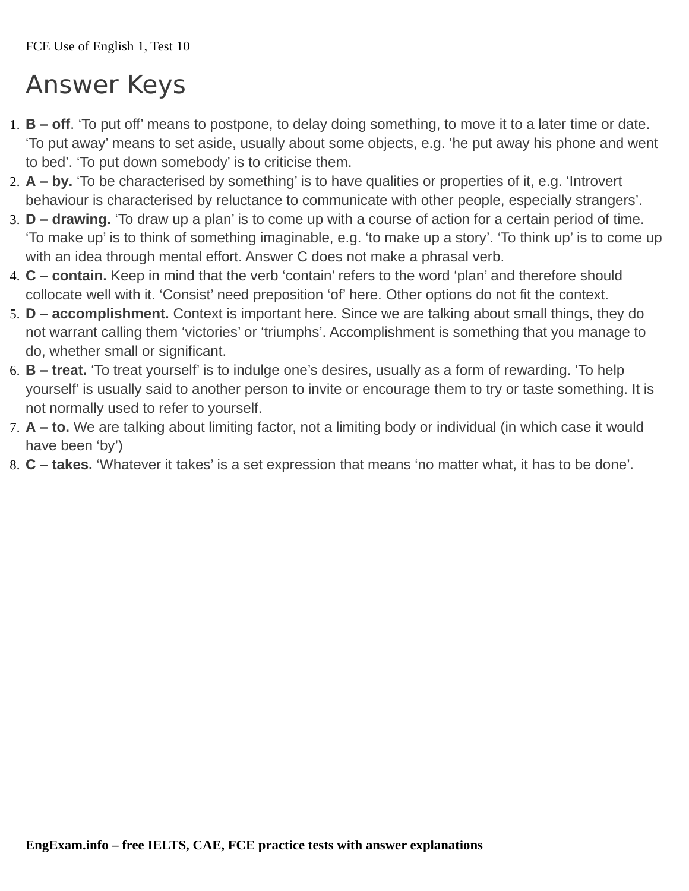FCE Use of English 1, Test 10

# Answer Keys

1. **B – off**. 'To put off' means to postpone, to delay doing something, to move it to a later time or date. 'To put away' means to set aside, usually about some objects, e.g. 'he put away his phone and went to bed'. 'To put down somebody' is to criticise them.
2. **A – by.** 'To be characterised by something' is to have qualities or properties of it, e.g. 'Introvert behaviour is characterised by reluctance to communicate with other people, especially strangers'.
3. **D – drawing.** 'To draw up a plan' is to come up with a course of action for a certain period of time. 'To make up' is to think of something imaginable, e.g. 'to make up a story'. 'To think up' is to come up with an idea through mental effort. Answer C does not make a phrasal verb.
4. **C – contain.** Keep in mind that the verb 'contain' refers to the word 'plan' and therefore should collocate well with it. 'Consist' need preposition 'of' here. Other options do not fit the context.
5. **D – accomplishment.** Context is important here. Since we are talking about small things, they do not warrant calling them 'victories' or 'triumphs'. Accomplishment is something that you manage to do, whether small or significant.
6. **B – treat.** 'To treat yourself' is to indulge one's desires, usually as a form of rewarding. 'To help yourself' is usually said to another person to invite or encourage them to try or taste something. It is not normally used to refer to yourself.
7. **A – to.** We are talking about limiting factor, not a limiting body or individual (in which case it would have been 'by')
8. **C – takes.** 'Whatever it takes' is a set expression that means 'no matter what, it has to be done'.